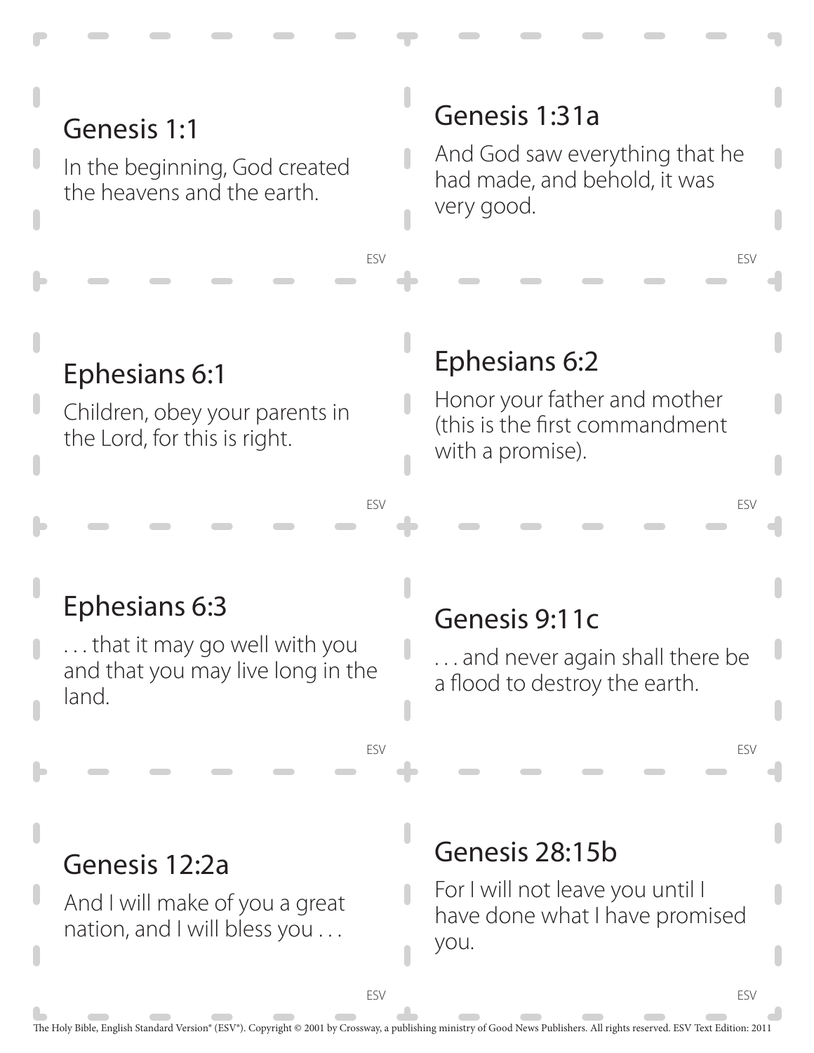## Genesis 1:1

In the beginning, God created the heavens and the earth.

ESV

## Genesis 1:31a

And God saw everything that he had made, and behold, it was very good.

ESV

## Ephesians 6:1

Children, obey your parents in the Lord, for this is right.

ESV

## Ephesians 6:2

Honor your father and mother (this is the first commandment with a promise).

ESV

## Ephesians 6:3

. . . that it may go well with you and that you may live long in the land.

ESV

## Genesis 9:11c

. . . and never again shall there be a flood to destroy the earth.

ESV

## Genesis 12:2a

And I will make of you a great nation, and I will bless you . . .

ESV

## Genesis 28:15b

For I will not leave you until I have done what I have promised you.

ESV

The Holy Bible, English Standard Version® (ESV®). Copyright © 2001 by Crossway, a publishing ministry of Good News Publishers. All rights reserved. ESV Text Edition: 2011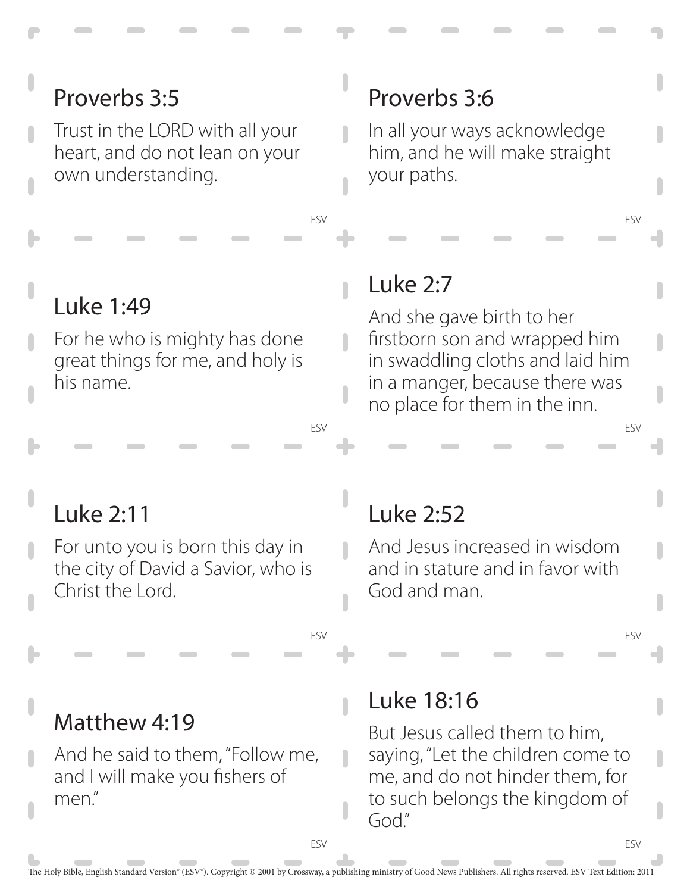## Proverbs 3:5

Trust in the LORD with all your heart, and do not lean on your own understanding.

ESV

## Proverbs 3:6

In all your ways acknowledge him, and he will make straight your paths.

ESV

## Luke 1:49

For he who is mighty has done great things for me, and holy is his name.

ESV

## Luke 2:7

And she gave birth to her firstborn son and wrapped him in swaddling cloths and laid him in a manger, because there was no place for them in the inn.

ESV

## Luke 2:11

For unto you is born this day in the city of David a Savior, who is Christ the Lord.

ESV

## Luke 2:52

And Jesus increased in wisdom and in stature and in favor with God and man.

ESV

## Matthew 4:19

And he said to them, "Follow me, and I will make you fishers of men."

ESV

## Luke 18:16

But Jesus called them to him, saying, "Let the children come to me, and do not hinder them, for to such belongs the kingdom of God."

ESV

The Holy Bible, English Standard Version® (ESV®). Copyright © 2001 by Crossway, a publishing ministry of Good News Publishers. All rights reserved. ESV Text Edition: 2011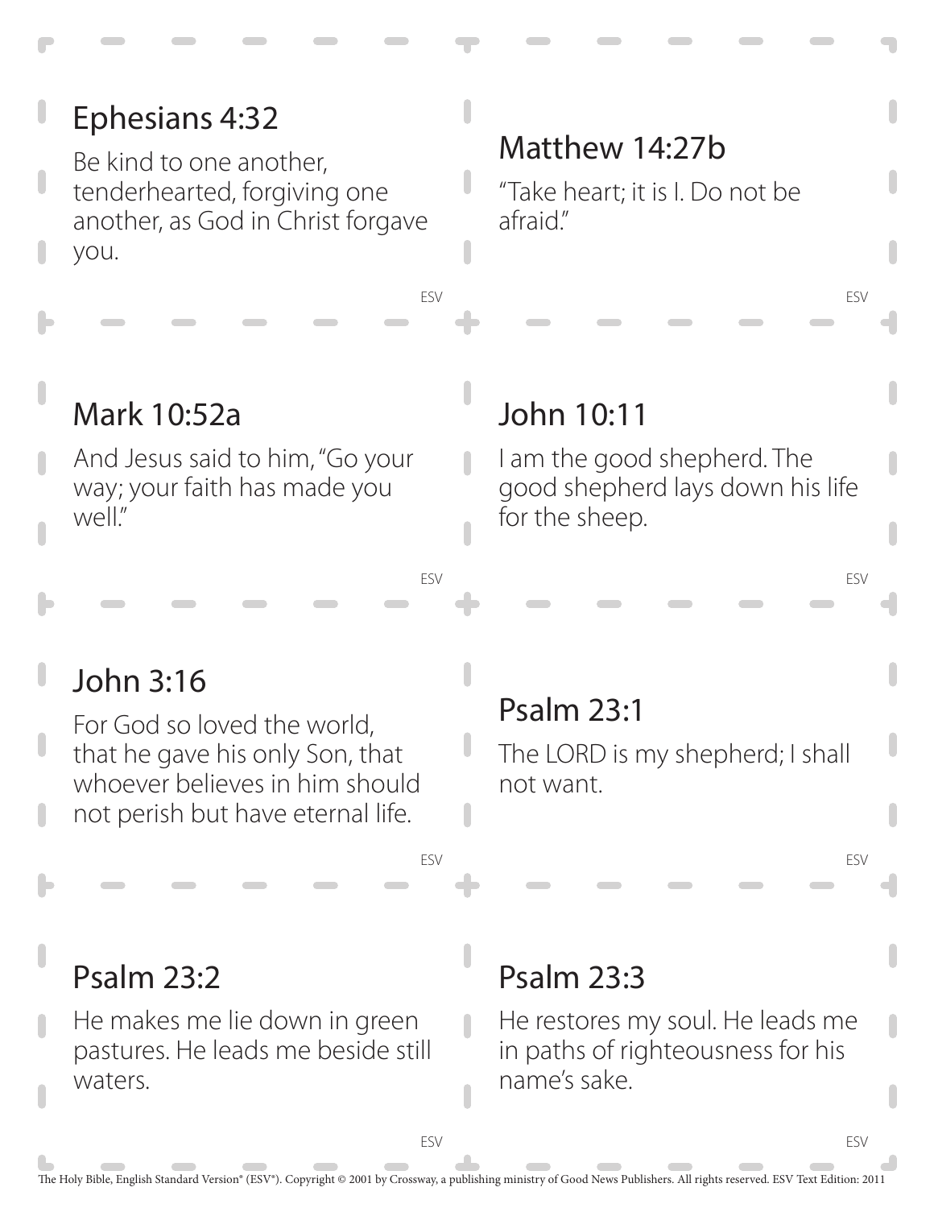## Ephesians 4:32

Be kind to one another, tenderhearted, forgiving one another, as God in Christ forgave you.

ESV

## Matthew 14:27b

"Take heart; it is I. Do not be afraid."

ESV

## Mark 10:52a

And Jesus said to him, "Go your way; your faith has made you well."

ESV

## John 10:11

I am the good shepherd. The good shepherd lays down his life for the sheep.

ESV

## John 3:16

For God so loved the world, that he gave his only Son, that whoever believes in him should not perish but have eternal life.

ESV

## Psalm 23:1

The LORD is my shepherd; I shall not want.

ESV

## Psalm 23:2

He makes me lie down in green pastures. He leads me beside still waters.

ESV

## Psalm 23:3

He restores my soul. He leads me in paths of righteousness for his name's sake.

ESV

The Holy Bible, English Standard Version® (ESV®). Copyright © 2001 by Crossway, a publishing ministry of Good News Publishers. All rights reserved. ESV Text Edition: 2011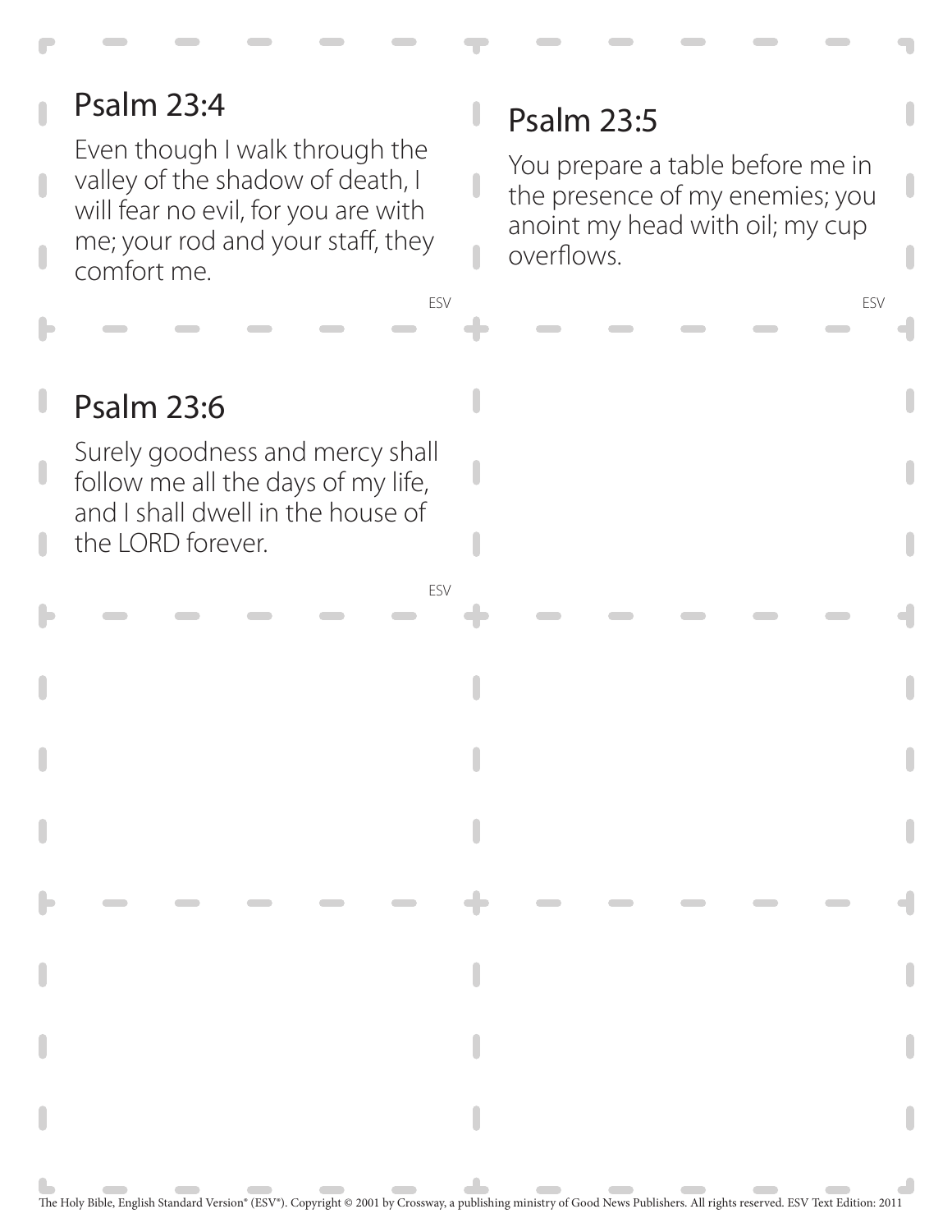## Psalm 23:4

Even though I walk through the valley of the shadow of death, I will fear no evil, for you are with me; your rod and your staff, they comfort me.

ESV

## Psalm 23:5

You prepare a table before me in the presence of my enemies; you anoint my head with oil; my cup overflows.

ESV

## Psalm 23:6

Surely goodness and mercy shall follow me all the days of my life, and I shall dwell in the house of the LORD forever.

ESV

The Holy Bible, English Standard Version® (ESV®). Copyright © 2001 by Crossway, a publishing ministry of Good News Publishers. All rights reserved. ESV Text Edition: 2011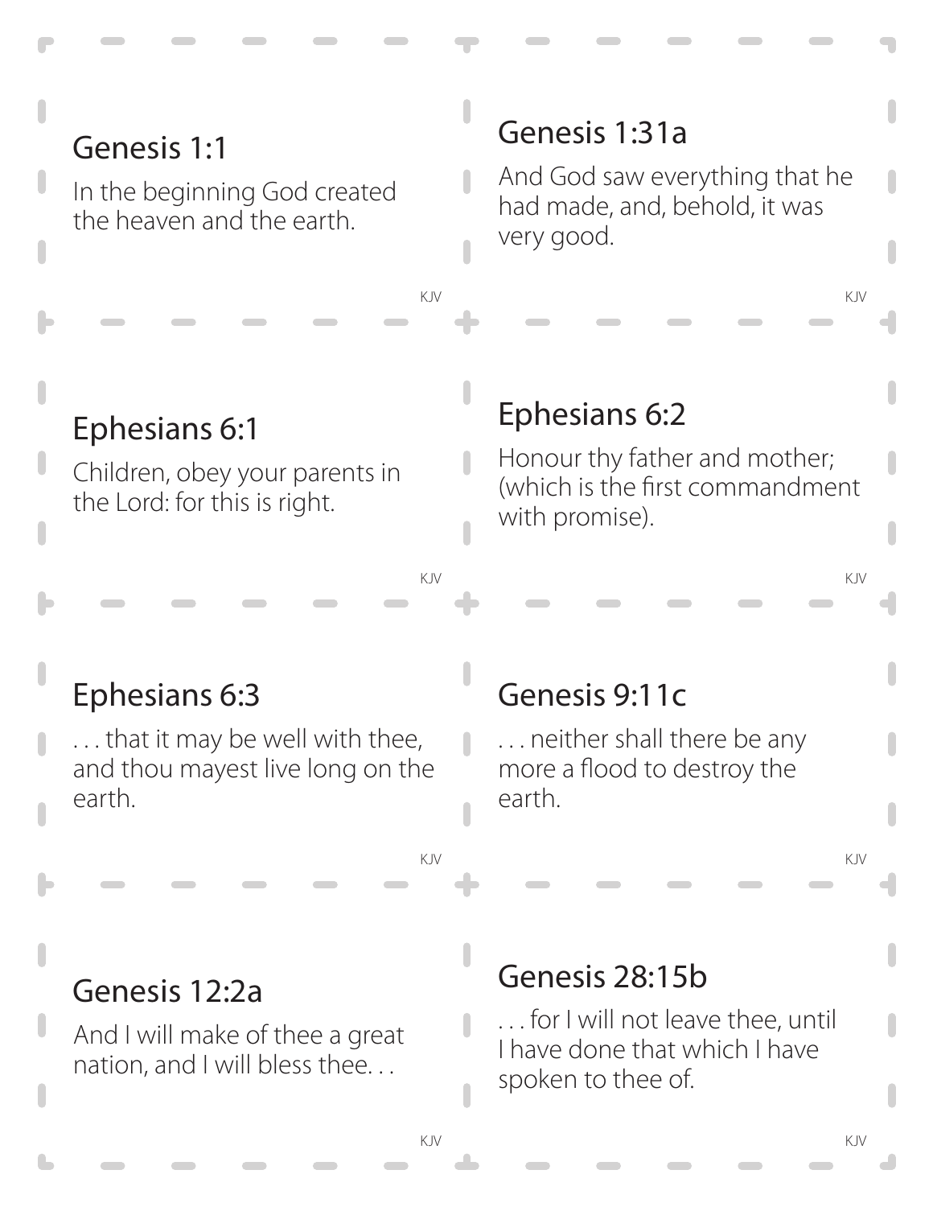## Genesis 1:1

In the beginning God created the heaven and the earth.

KJV

## Genesis 1:31a

And God saw everything that he had made, and, behold, it was very good.

KJV

## Ephesians 6:1

Children, obey your parents in the Lord: for this is right.

KJV

## Ephesians 6:2

Honour thy father and mother; (which is the first commandment with promise).

KJV

## Ephesians 6:3

. . . that it may be well with thee, and thou mayest live long on the earth.

KJV

## Genesis 9:11c

. . . neither shall there be any more a flood to destroy the earth.

KJV

## Genesis 12:2a

And I will make of thee a great nation, and I will bless thee. . .

KJV

## Genesis 28:15b

. . . for I will not leave thee, until I have done that which I have spoken to thee of.

KJV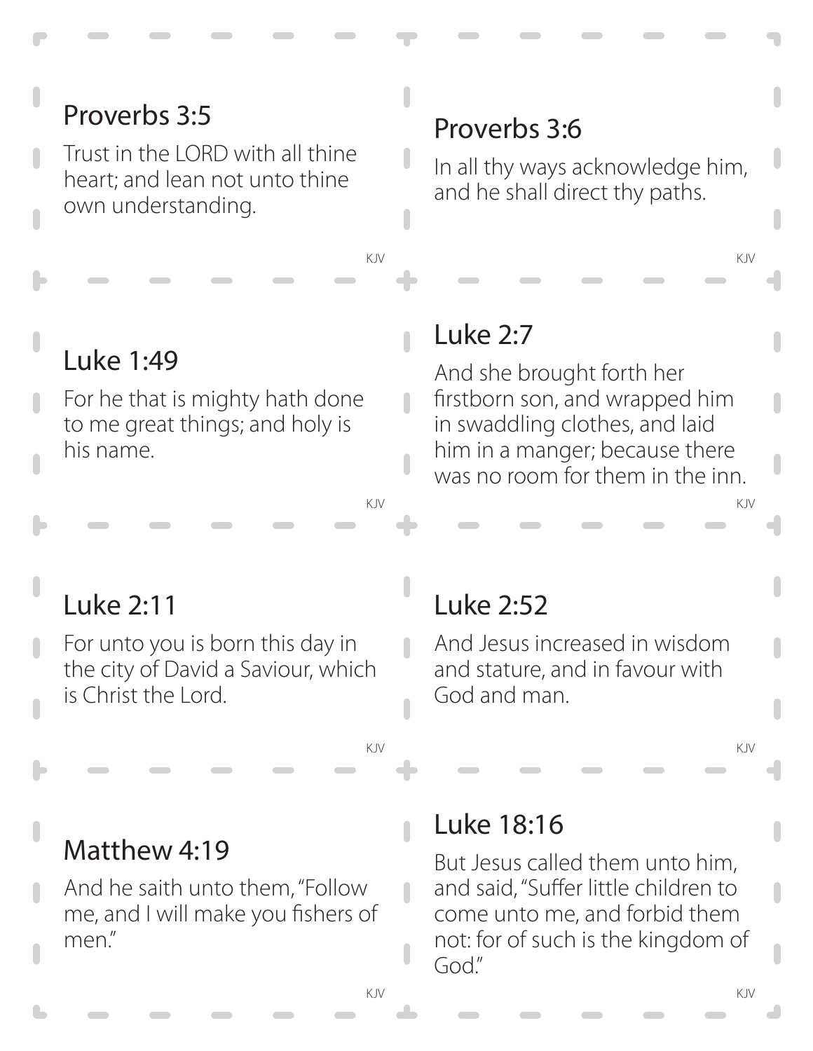## Proverbs 3:5

Trust in the LORD with all thine heart; and lean not unto thine own understanding.

KJV

## Proverbs 3:6

In all thy ways acknowledge him, and he shall direct thy paths.

KJV

## Luke 1:49

For he that is mighty hath done to me great things; and holy is his name.

KJV

## Luke 2:7

And she brought forth her firstborn son, and wrapped him in swaddling clothes, and laid him in a manger; because there was no room for them in the inn.

KJV

## Luke 2:11

For unto you is born this day in the city of David a Saviour, which is Christ the Lord.

KJV

## Luke 2:52

And Jesus increased in wisdom and stature, and in favour with God and man.

KJV

## Matthew 4:19

And he saith unto them, "Follow me, and I will make you fishers of men."

KJV

## Luke 18:16

But Jesus called them unto him, and said, "Suffer little children to come unto me, and forbid them not: for of such is the kingdom of God."

KJV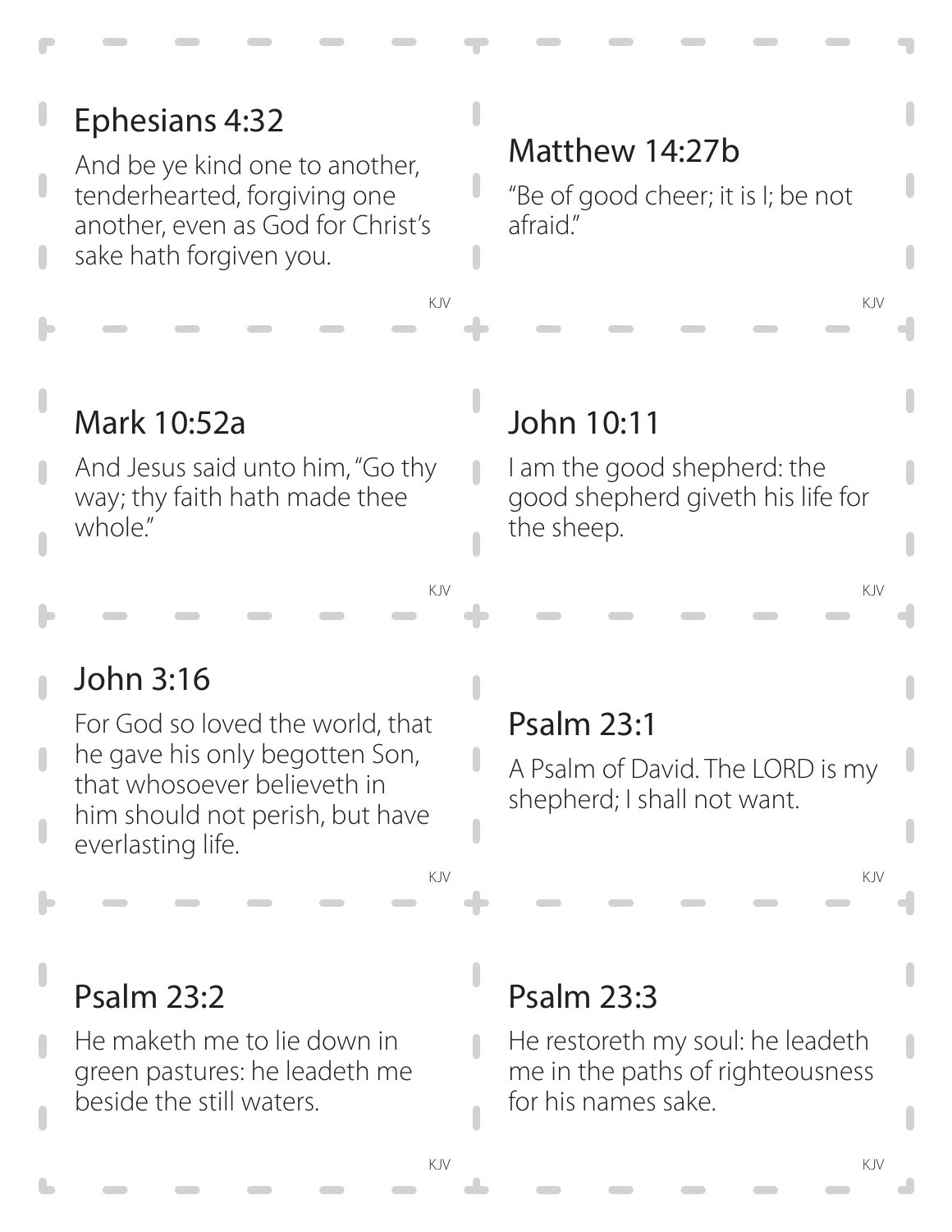## Ephesians 4:32

And be ye kind one to another, tenderhearted, forgiving one another, even as God for Christ's sake hath forgiven you.

KJV

## Matthew 14:27b

"Be of good cheer; it is I; be not afraid."

KJV

## Mark 10:52a

And Jesus said unto him, "Go thy way; thy faith hath made thee whole."

KJV

## John 10:11

I am the good shepherd: the good shepherd giveth his life for the sheep.

KJV

## John 3:16

For God so loved the world, that he gave his only begotten Son, that whosoever believeth in him should not perish, but have everlasting life.

KJV

## Psalm 23:1

A Psalm of David. The LORD is my shepherd; I shall not want.

KJV

## Psalm 23:2

He maketh me to lie down in green pastures: he leadeth me beside the still waters.

KJV

## Psalm 23:3

He restoreth my soul: he leadeth me in the paths of righteousness for his names sake.

KJV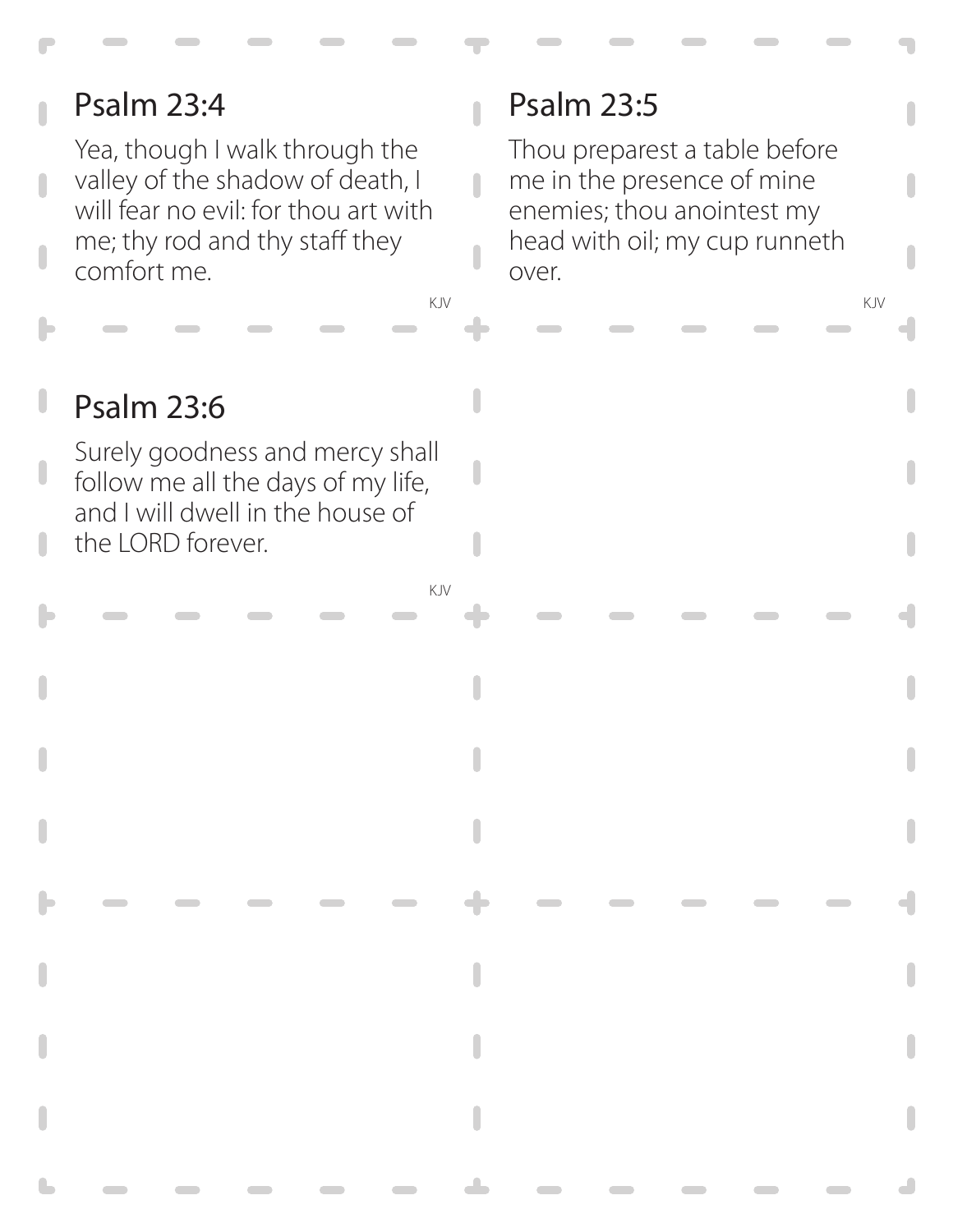## Psalm 23:4

Yea, though I walk through the valley of the shadow of death, I will fear no evil: for thou art with me; thy rod and thy staff they comfort me.

KJV

## Psalm 23:5

Thou preparest a table before me in the presence of mine enemies; thou anointest my head with oil; my cup runneth over.

KJV

## Psalm 23:6

Surely goodness and mercy shall follow me all the days of my life, and I will dwell in the house of the LORD forever.

KJV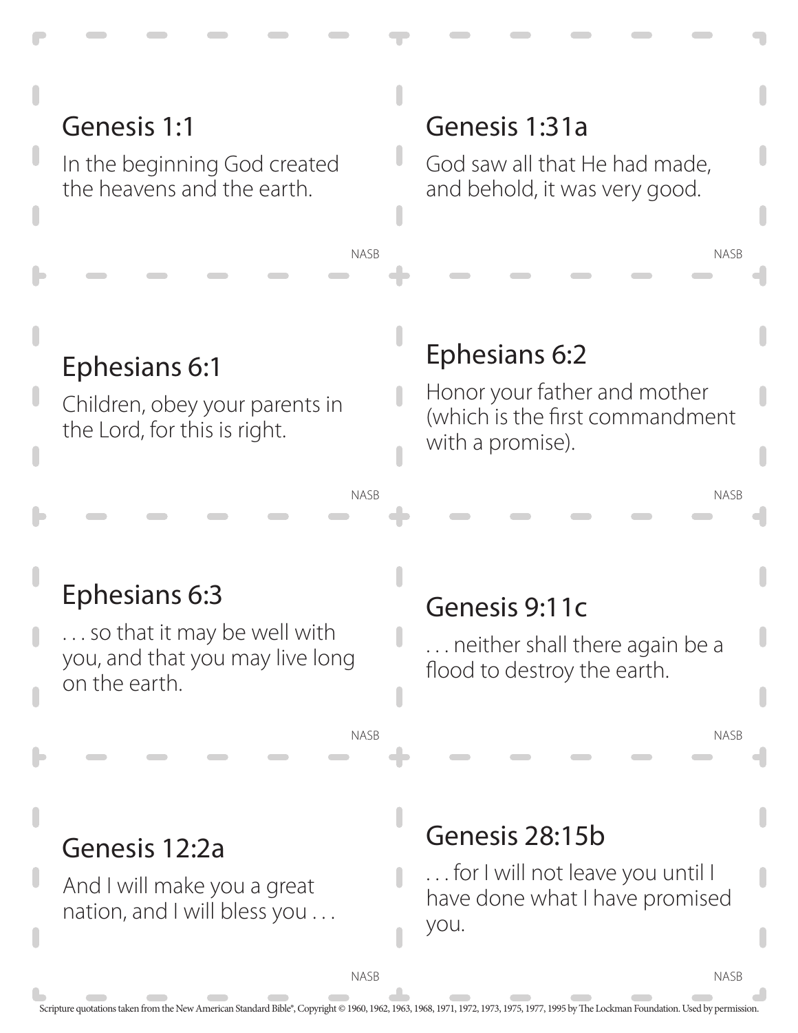## Genesis 1:1

In the beginning God created the heavens and the earth.

NASB

## Genesis 1:31a

God saw all that He had made, and behold, it was very good.

NASB

## Ephesians 6:1

Children, obey your parents in the Lord, for this is right.

NASB

## Ephesians 6:2

Honor your father and mother (which is the first commandment with a promise).

NASB

## Ephesians 6:3

. . . so that it may be well with you, and that you may live long on the earth.

NASB

## Genesis 9:11c

. . . neither shall there again be a flood to destroy the earth.

NASB

## Genesis 12:2a

And I will make you a great nation, and I will bless you . . .

NASB

## Genesis 28:15b

. . . for I will not leave you until I have done what I have promised you.

NASB

Scripture quotations taken from the New American Standard Bible®, Copyright © 1960, 1962, 1963, 1968, 1971, 1972, 1973, 1975, 1977, 1995 by The Lockman Foundation. Used by permission.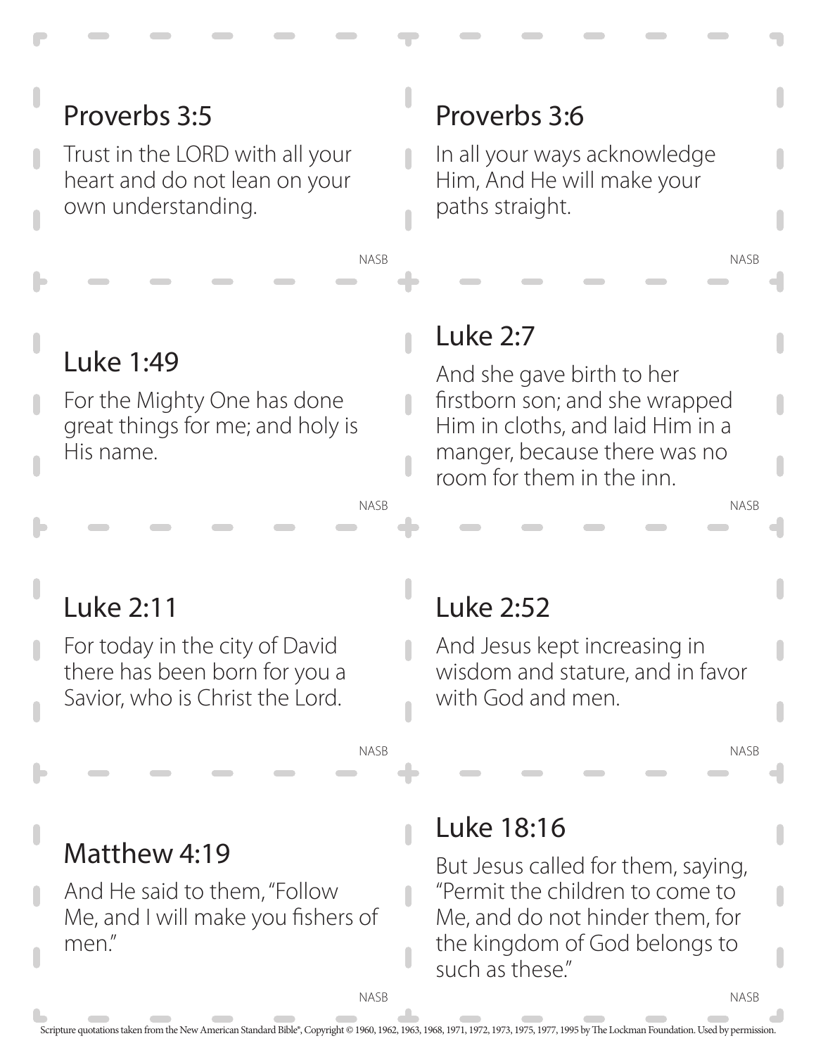## Proverbs 3:5

Trust in the LORD with all your heart and do not lean on your own understanding.

NASB

## Proverbs 3:6

In all your ways acknowledge Him, And He will make your paths straight.

NASB

## Luke 1:49

For the Mighty One has done great things for me; and holy is His name.

NASB

## Luke 2:7

And she gave birth to her firstborn son; and she wrapped Him in cloths, and laid Him in a manger, because there was no room for them in the inn.

NASB

## Luke 2:11

For today in the city of David there has been born for you a Savior, who is Christ the Lord.

NASB

## Luke 2:52

And Jesus kept increasing in wisdom and stature, and in favor with God and men.

NASB

## Matthew 4:19

And He said to them, "Follow Me, and I will make you fishers of men."

NASB

## Luke 18:16

But Jesus called for them, saying, "Permit the children to come to Me, and do not hinder them, for the kingdom of God belongs to such as these."

NASB

Scripture quotations taken from the New American Standard Bible®, Copyright © 1960, 1962, 1963, 1968, 1971, 1972, 1973, 1975, 1977, 1995 by The Lockman Foundation. Used by permission.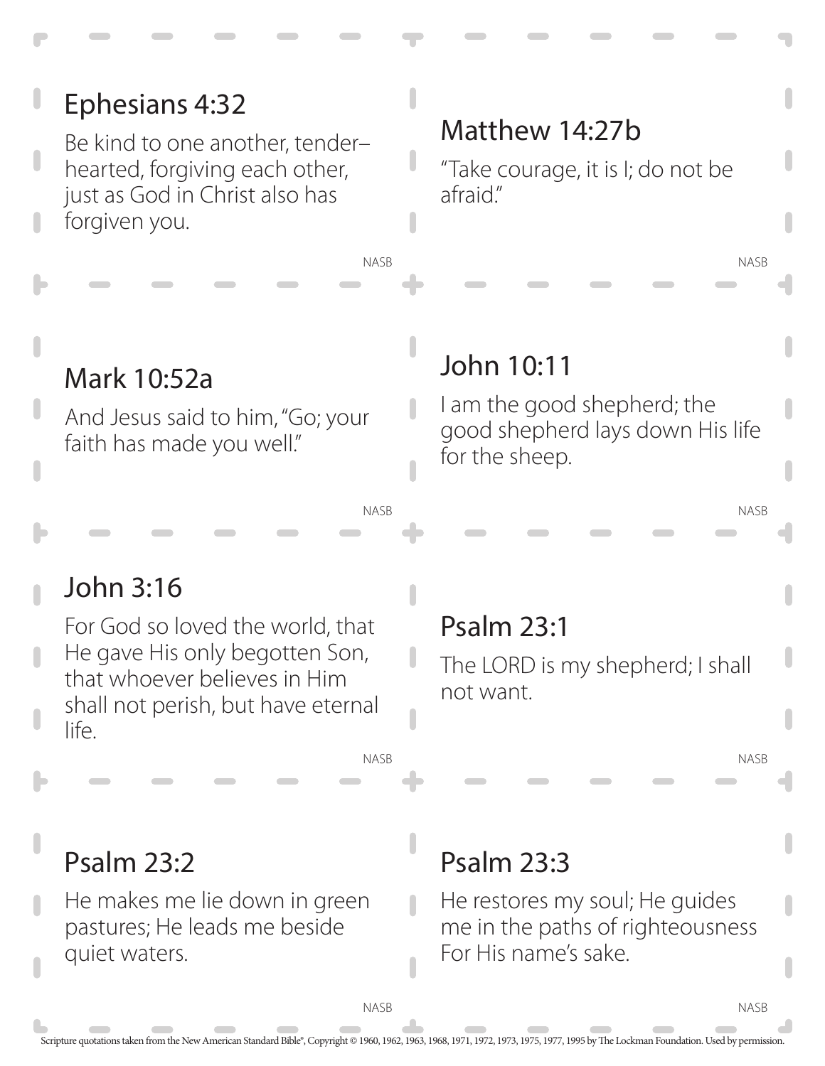## Ephesians 4:32

Be kind to one another, tender–hearted, forgiving each other, just as God in Christ also has forgiven you.

NASB

## Matthew 14:27b

"Take courage, it is I; do not be afraid."

NASB

## Mark 10:52a

And Jesus said to him, "Go; your faith has made you well."

NASB

## John 10:11

I am the good shepherd; the good shepherd lays down His life for the sheep.

NASB

## John 3:16

For God so loved the world, that He gave His only begotten Son, that whoever believes in Him shall not perish, but have eternal life.

NASB

## Psalm 23:1

The LORD is my shepherd; I shall not want.

NASB

## Psalm 23:2

He makes me lie down in green pastures; He leads me beside quiet waters.

NASB

## Psalm 23:3

He restores my soul; He guides me in the paths of righteousness For His name's sake.

NASB

Scripture quotations taken from the New American Standard Bible®, Copyright © 1960, 1962, 1963, 1968, 1971, 1972, 1973, 1975, 1977, 1995 by The Lockman Foundation. Used by permission.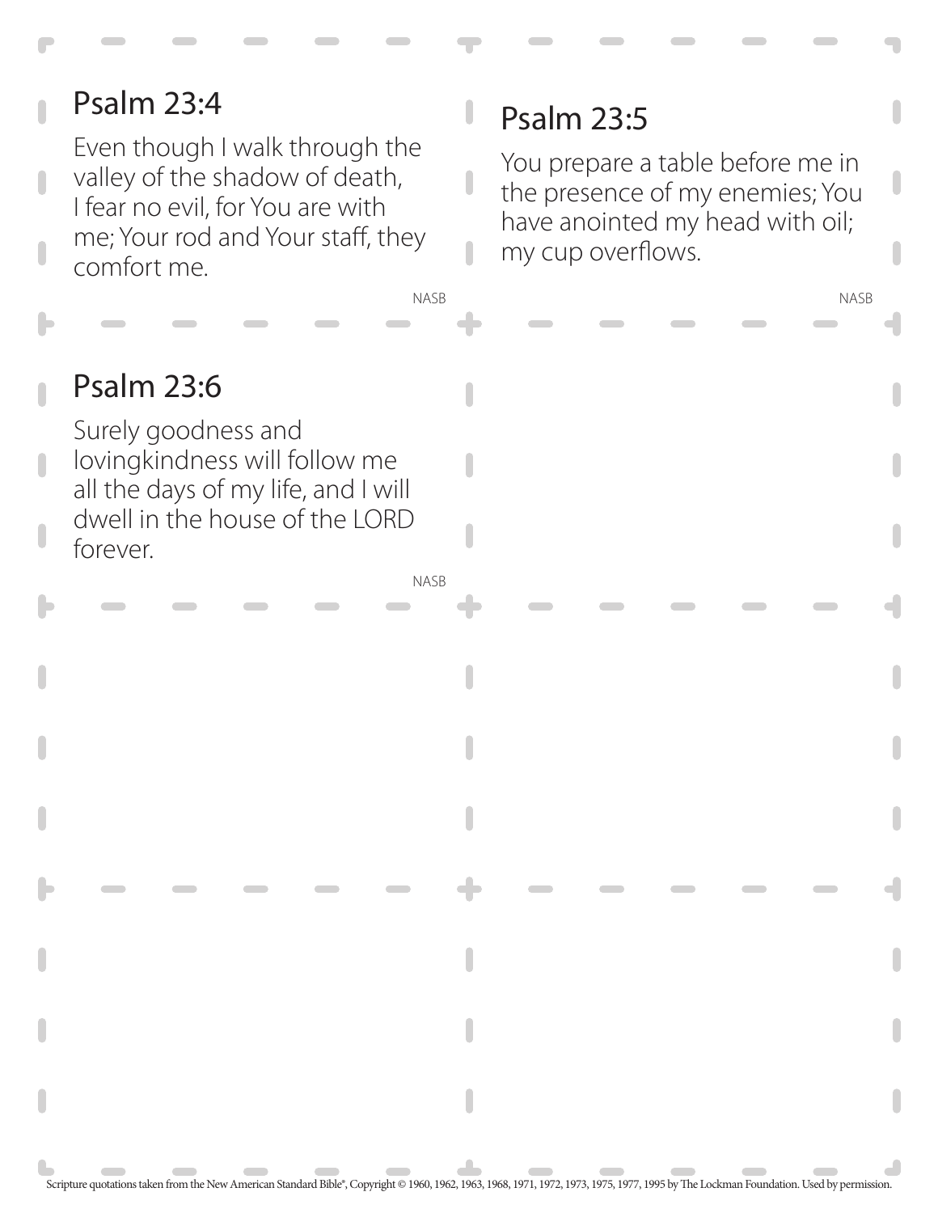## Psalm 23:4

Even though I walk through the valley of the shadow of death, I fear no evil, for You are with me; Your rod and Your staff, they comfort me.

NASB

## Psalm 23:5

You prepare a table before me in the presence of my enemies; You have anointed my head with oil; my cup overflows.

NASB

## Psalm 23:6

Surely goodness and lovingkindness will follow me all the days of my life, and I will dwell in the house of the LORD forever.

NASB

Scripture quotations taken from the New American Standard Bible®, Copyright © 1960, 1962, 1963, 1968, 1971, 1972, 1973, 1975, 1977, 1995 by The Lockman Foundation. Used by permission.